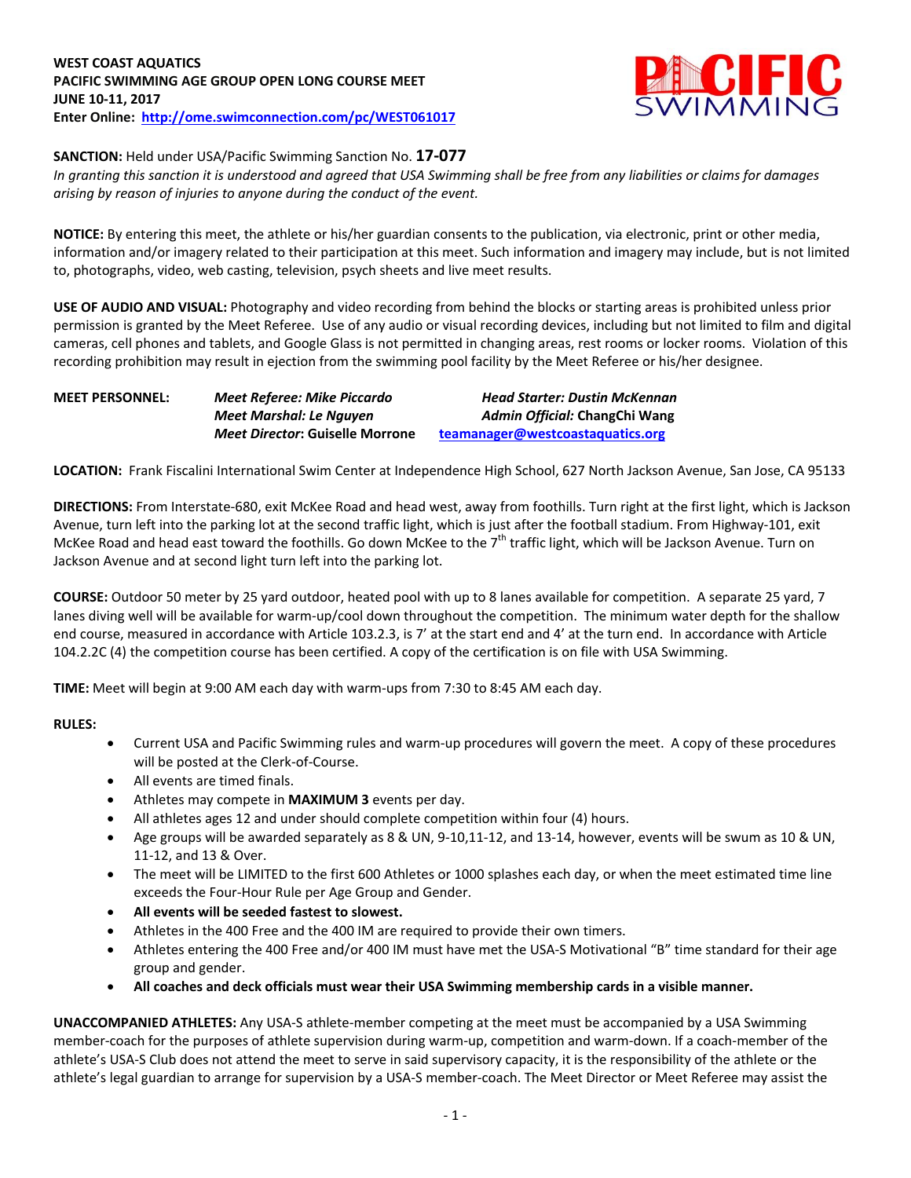**WEST COAST AQUATICS**
**PACIFIC SWIMMING AGE GROUP OPEN LONG COURSE MEET**
**JUNE 10-11, 2017**
**Enter Online: http://ome.swimconnection.com/pc/WEST061017**

PACIFIC SWIMMING

**SANCTION:** Held under USA/Pacific Swimming Sanction No. **17-077**

*In granting this sanction it is understood and agreed that USA Swimming shall be free from any liabilities or claims for damages arising by reason of injuries to anyone during the conduct of the event.*

**NOTICE:** By entering this meet, the athlete or his/her guardian consents to the publication, via electronic, print or other media, information and/or imagery related to their participation at this meet. Such information and imagery may include, but is not limited to, photographs, video, web casting, television, psych sheets and live meet results.

**USE OF AUDIO AND VISUAL:** Photography and video recording from behind the blocks or starting areas is prohibited unless prior permission is granted by the Meet Referee. Use of any audio or visual recording devices, including but not limited to film and digital cameras, cell phones and tablets, and Google Glass is not permitted in changing areas, rest rooms or locker rooms. Violation of this recording prohibition may result in ejection from the swimming pool facility by the Meet Referee or his/her designee.

**MEET PERSONNEL:**

| | |
|---|---|
| *Meet Referee: Mike Piccardo* | *Head Starter: Dustin McKennan* |
| *Meet Marshal: Le Nguyen* | *Admin Official:* **ChangChi Wang** |
| *Meet Director*: **Guiselle Morrone** | teamanager@westcoastaquatics.org |

**LOCATION:** Frank Fiscalini International Swim Center at Independence High School, 627 North Jackson Avenue, San Jose, CA 95133

**DIRECTIONS:** From Interstate-680, exit McKee Road and head west, away from foothills. Turn right at the first light, which is Jackson Avenue, turn left into the parking lot at the second traffic light, which is just after the football stadium. From Highway-101, exit McKee Road and head east toward the foothills. Go down McKee to the 7th traffic light, which will be Jackson Avenue. Turn on Jackson Avenue and at second light turn left into the parking lot.

**COURSE:** Outdoor 50 meter by 25 yard outdoor, heated pool with up to 8 lanes available for competition. A separate 25 yard, 7 lanes diving well will be available for warm-up/cool down throughout the competition. The minimum water depth for the shallow end course, measured in accordance with Article 103.2.3, is 7' at the start end and 4' at the turn end. In accordance with Article 104.2.2C (4) the competition course has been certified. A copy of the certification is on file with USA Swimming.

**TIME:** Meet will begin at 9:00 AM each day with warm-ups from 7:30 to 8:45 AM each day.

**RULES:**

- Current USA and Pacific Swimming rules and warm-up procedures will govern the meet. A copy of these procedures will be posted at the Clerk-of-Course.
- All events are timed finals.
- Athletes may compete in **MAXIMUM 3** events per day.
- All athletes ages 12 and under should complete competition within four (4) hours.
- Age groups will be awarded separately as 8 & UN, 9-10,11-12, and 13-14, however, events will be swum as 10 & UN, 11-12, and 13 & Over.
- The meet will be LIMITED to the first 600 Athletes or 1000 splashes each day, or when the meet estimated time line exceeds the Four-Hour Rule per Age Group and Gender.
- **All events will be seeded fastest to slowest.**
- Athletes in the 400 Free and the 400 IM are required to provide their own timers.
- Athletes entering the 400 Free and/or 400 IM must have met the USA-S Motivational "B" time standard for their age group and gender.
- **All coaches and deck officials must wear their USA Swimming membership cards in a visible manner.**

**UNACCOMPANIED ATHLETES:** Any USA-S athlete-member competing at the meet must be accompanied by a USA Swimming member-coach for the purposes of athlete supervision during warm-up, competition and warm-down. If a coach-member of the athlete's USA-S Club does not attend the meet to serve in said supervisory capacity, it is the responsibility of the athlete or the athlete's legal guardian to arrange for supervision by a USA-S member-coach. The Meet Director or Meet Referee may assist the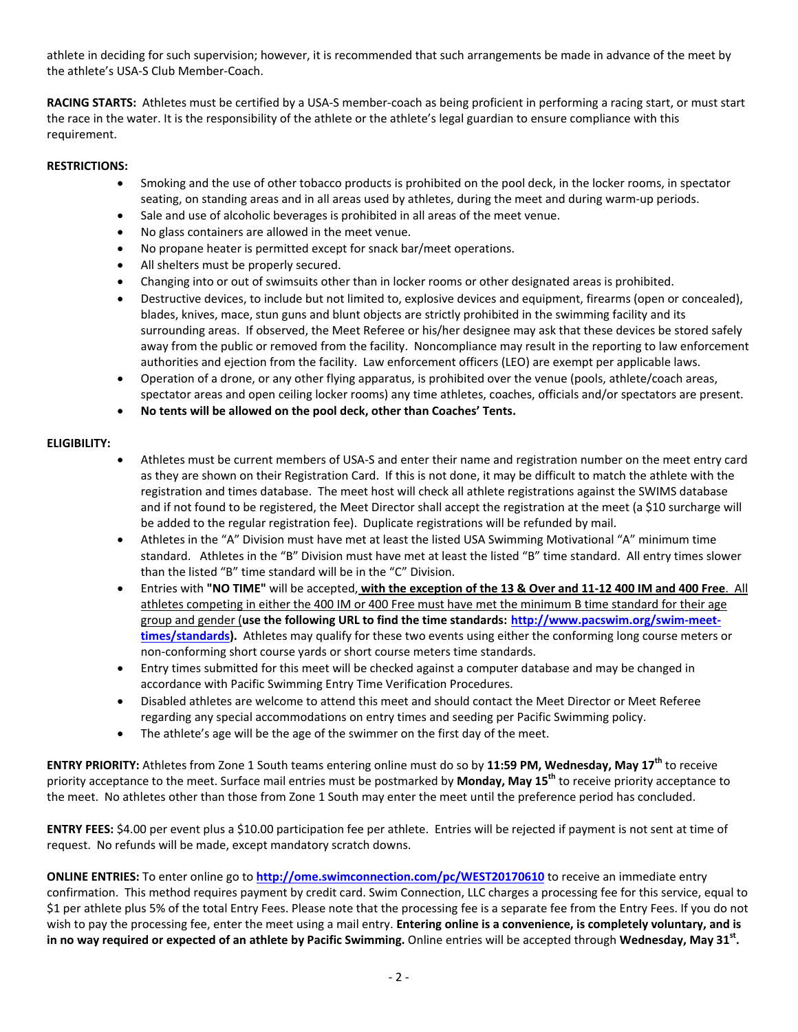athlete in deciding for such supervision; however, it is recommended that such arrangements be made in advance of the meet by the athlete's USA-S Club Member-Coach.

**RACING STARTS:** Athletes must be certified by a USA-S member-coach as being proficient in performing a racing start, or must start the race in the water. It is the responsibility of the athlete or the athlete's legal guardian to ensure compliance with this requirement.

**RESTRICTIONS:**

- Smoking and the use of other tobacco products is prohibited on the pool deck, in the locker rooms, in spectator seating, on standing areas and in all areas used by athletes, during the meet and during warm-up periods.
- Sale and use of alcoholic beverages is prohibited in all areas of the meet venue.
- No glass containers are allowed in the meet venue.
- No propane heater is permitted except for snack bar/meet operations.
- All shelters must be properly secured.
- Changing into or out of swimsuits other than in locker rooms or other designated areas is prohibited.
- Destructive devices, to include but not limited to, explosive devices and equipment, firearms (open or concealed), blades, knives, mace, stun guns and blunt objects are strictly prohibited in the swimming facility and its surrounding areas. If observed, the Meet Referee or his/her designee may ask that these devices be stored safely away from the public or removed from the facility. Noncompliance may result in the reporting to law enforcement authorities and ejection from the facility. Law enforcement officers (LEO) are exempt per applicable laws.
- Operation of a drone, or any other flying apparatus, is prohibited over the venue (pools, athlete/coach areas, spectator areas and open ceiling locker rooms) any time athletes, coaches, officials and/or spectators are present.
- **No tents will be allowed on the pool deck, other than Coaches' Tents.**

**ELIGIBILITY:**

- Athletes must be current members of USA-S and enter their name and registration number on the meet entry card as they are shown on their Registration Card. If this is not done, it may be difficult to match the athlete with the registration and times database. The meet host will check all athlete registrations against the SWIMS database and if not found to be registered, the Meet Director shall accept the registration at the meet (a $10 surcharge will be added to the regular registration fee). Duplicate registrations will be refunded by mail.
- Athletes in the "A" Division must have met at least the listed USA Swimming Motivational "A" minimum time standard. Athletes in the "B" Division must have met at least the listed "B" time standard. All entry times slower than the listed "B" time standard will be in the "C" Division.
- Entries with **"NO TIME"** will be accepted, **with the exception of the 13 & Over and 11-12 400 IM and 400 Free**. All athletes competing in either the 400 IM or 400 Free must have met the minimum B time standard for their age group and gender (**use the following URL to find the time standards: [http://www.pacswim.org/swim-meet-times/standards](http://www.pacswim.org/swim-meet-times/standards)).** Athletes may qualify for these two events using either the conforming long course meters or non-conforming short course yards or short course meters time standards.
- Entry times submitted for this meet will be checked against a computer database and may be changed in accordance with Pacific Swimming Entry Time Verification Procedures.
- Disabled athletes are welcome to attend this meet and should contact the Meet Director or Meet Referee regarding any special accommodations on entry times and seeding per Pacific Swimming policy.
- The athlete's age will be the age of the swimmer on the first day of the meet.

**ENTRY PRIORITY:** Athletes from Zone 1 South teams entering online must do so by **11:59 PM, Wednesday, May 17th** to receive priority acceptance to the meet. Surface mail entries must be postmarked by **Monday, May 15th** to receive priority acceptance to the meet. No athletes other than those from Zone 1 South may enter the meet until the preference period has concluded.

**ENTRY FEES:** $4.00 per event plus a $10.00 participation fee per athlete. Entries will be rejected if payment is not sent at time of request. No refunds will be made, except mandatory scratch downs.

**ONLINE ENTRIES:** To enter online go to **[http://ome.swimconnection.com/pc/WEST20170610](http://ome.swimconnection.com/pc/WEST20170610)** to receive an immediate entry confirmation. This method requires payment by credit card. Swim Connection, LLC charges a processing fee for this service, equal to $1 per athlete plus 5% of the total Entry Fees. Please note that the processing fee is a separate fee from the Entry Fees. If you do not wish to pay the processing fee, enter the meet using a mail entry. **Entering online is a convenience, is completely voluntary, and is in no way required or expected of an athlete by Pacific Swimming.** Online entries will be accepted through **Wednesday, May 31st.**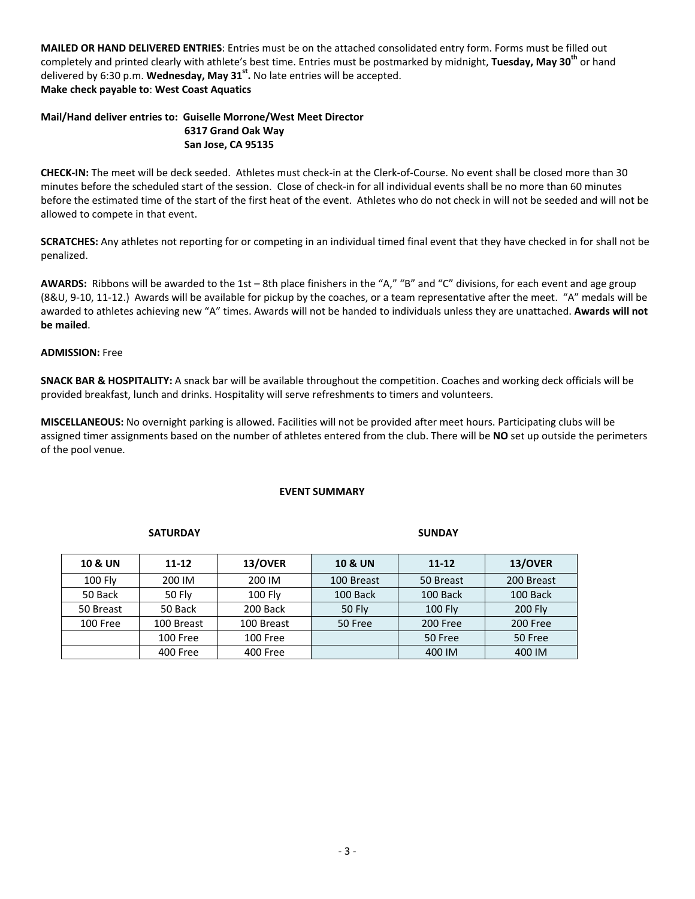**MAILED OR HAND DELIVERED ENTRIES**: Entries must be on the attached consolidated entry form. Forms must be filled out completely and printed clearly with athlete's best time. Entries must be postmarked by midnight, **Tuesday, May 30th** or hand delivered by 6:30 p.m. **Wednesday, May 31st.** No late entries will be accepted.
**Make check payable to**: **West Coast Aquatics**

**Mail/Hand deliver entries to: Guiselle Morrone/West Meet Director**
**6317 Grand Oak Way**
**San Jose, CA 95135**

**CHECK-IN:** The meet will be deck seeded. Athletes must check-in at the Clerk-of-Course. No event shall be closed more than 30 minutes before the scheduled start of the session. Close of check-in for all individual events shall be no more than 60 minutes before the estimated time of the start of the first heat of the event. Athletes who do not check in will not be seeded and will not be allowed to compete in that event.

**SCRATCHES:** Any athletes not reporting for or competing in an individual timed final event that they have checked in for shall not be penalized.

**AWARDS:** Ribbons will be awarded to the 1st – 8th place finishers in the "A," "B" and "C" divisions, for each event and age group (8&U, 9-10, 11-12.) Awards will be available for pickup by the coaches, or a team representative after the meet. "A" medals will be awarded to athletes achieving new "A" times. Awards will not be handed to individuals unless they are unattached. **Awards will not be mailed**.

**ADMISSION:** Free

**SNACK BAR & HOSPITALITY:** A snack bar will be available throughout the competition. Coaches and working deck officials will be provided breakfast, lunch and drinks. Hospitality will serve refreshments to timers and volunteers.

**MISCELLANEOUS:** No overnight parking is allowed. Facilities will not be provided after meet hours. Participating clubs will be assigned timer assignments based on the number of athletes entered from the club. There will be **NO** set up outside the perimeters of the pool venue.

**EVENT SUMMARY**

| SATURDAY | | | SUNDAY | | |
|---|---|---|---|---|---|
| **10 & UN** | **11-12** | **13/OVER** | **10 & UN** | **11-12** | **13/OVER** |
| 100 Fly | 200 IM | 200 IM | 100 Breast | 50 Breast | 200 Breast |
| 50 Back | 50 Fly | 100 Fly | 100 Back | 100 Back | 100 Back |
| 50 Breast | 50 Back | 200 Back | 50 Fly | 100 Fly | 200 Fly |
| 100 Free | 100 Breast | 100 Breast | 50 Free | 200 Free | 200 Free |
| | 100 Free | 100 Free | | 50 Free | 50 Free |
| | 400 Free | 400 Free | | 400 IM | 400 IM |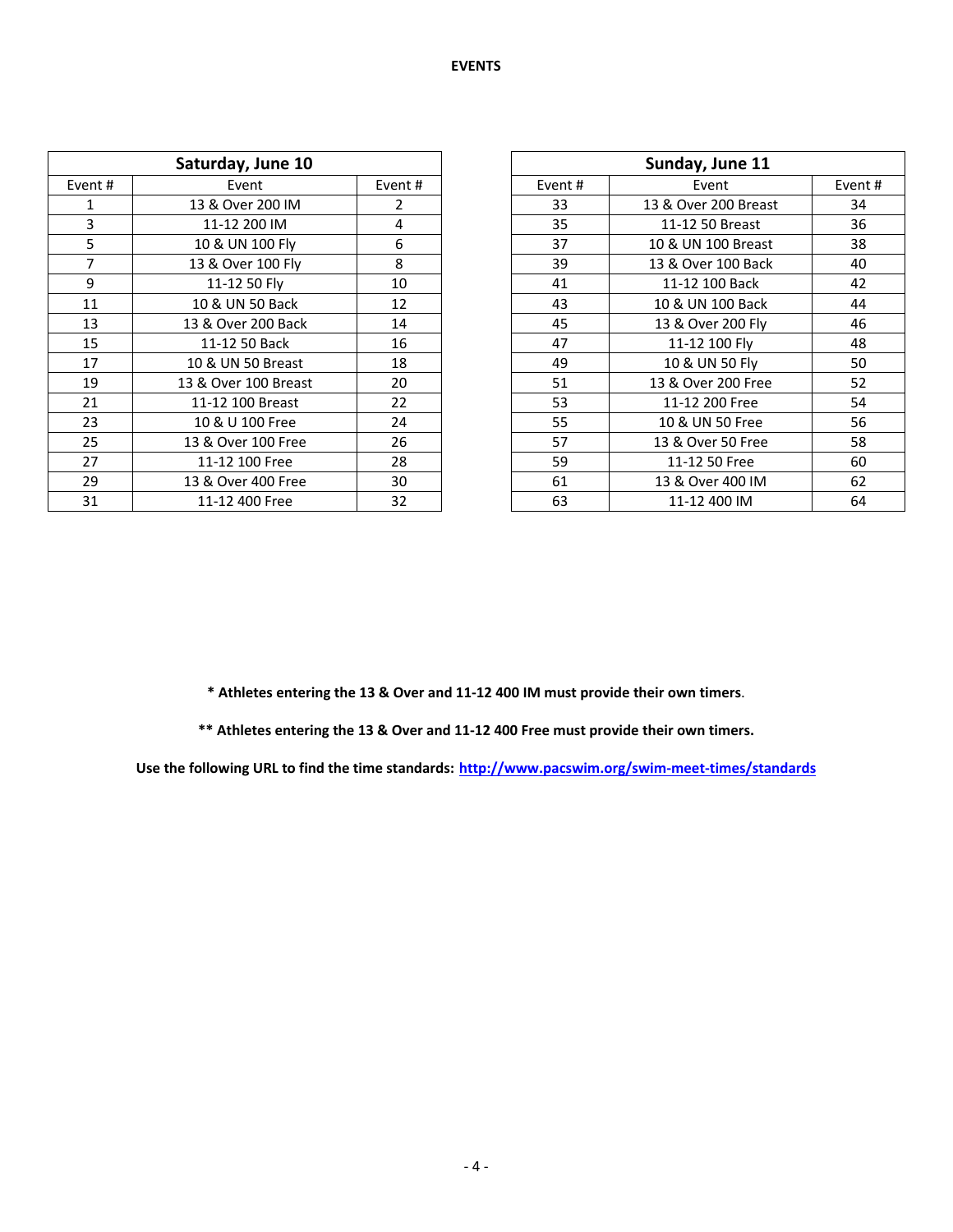**EVENTS**

| Saturday, June 10 | | |
|---|---|---|
| Event # | Event | Event # |
| 1 | 13 & Over 200 IM | 2 |
| 3 | 11-12 200 IM | 4 |
| 5 | 10 & UN 100 Fly | 6 |
| 7 | 13 & Over 100 Fly | 8 |
| 9 | 11-12 50 Fly | 10 |
| 11 | 10 & UN 50 Back | 12 |
| 13 | 13 & Over 200 Back | 14 |
| 15 | 11-12 50 Back | 16 |
| 17 | 10 & UN 50 Breast | 18 |
| 19 | 13 & Over 100 Breast | 20 |
| 21 | 11-12 100 Breast | 22 |
| 23 | 10 & U 100 Free | 24 |
| 25 | 13 & Over 100 Free | 26 |
| 27 | 11-12 100 Free | 28 |
| 29 | 13 & Over 400 Free | 30 |
| 31 | 11-12 400 Free | 32 |

| Sunday, June 11 | | |
|---|---|---|
| Event # | Event | Event # |
| 33 | 13 & Over 200 Breast | 34 |
| 35 | 11-12 50 Breast | 36 |
| 37 | 10 & UN 100 Breast | 38 |
| 39 | 13 & Over 100 Back | 40 |
| 41 | 11-12 100 Back | 42 |
| 43 | 10 & UN 100 Back | 44 |
| 45 | 13 & Over 200 Fly | 46 |
| 47 | 11-12 100 Fly | 48 |
| 49 | 10 & UN 50 Fly | 50 |
| 51 | 13 & Over 200 Free | 52 |
| 53 | 11-12 200 Free | 54 |
| 55 | 10 & UN 50 Free | 56 |
| 57 | 13 & Over 50 Free | 58 |
| 59 | 11-12 50 Free | 60 |
| 61 | 13 & Over 400 IM | 62 |
| 63 | 11-12 400 IM | 64 |

**\* Athletes entering the 13 & Over and 11-12 400 IM must provide their own timers**.

**\*\* Athletes entering the 13 & Over and 11-12 400 Free must provide their own timers.**

**Use the following URL to find the time standards: [http://www.pacswim.org/swim-meet-times/standards](http://www.pacswim.org/swim-meet-times/standards)**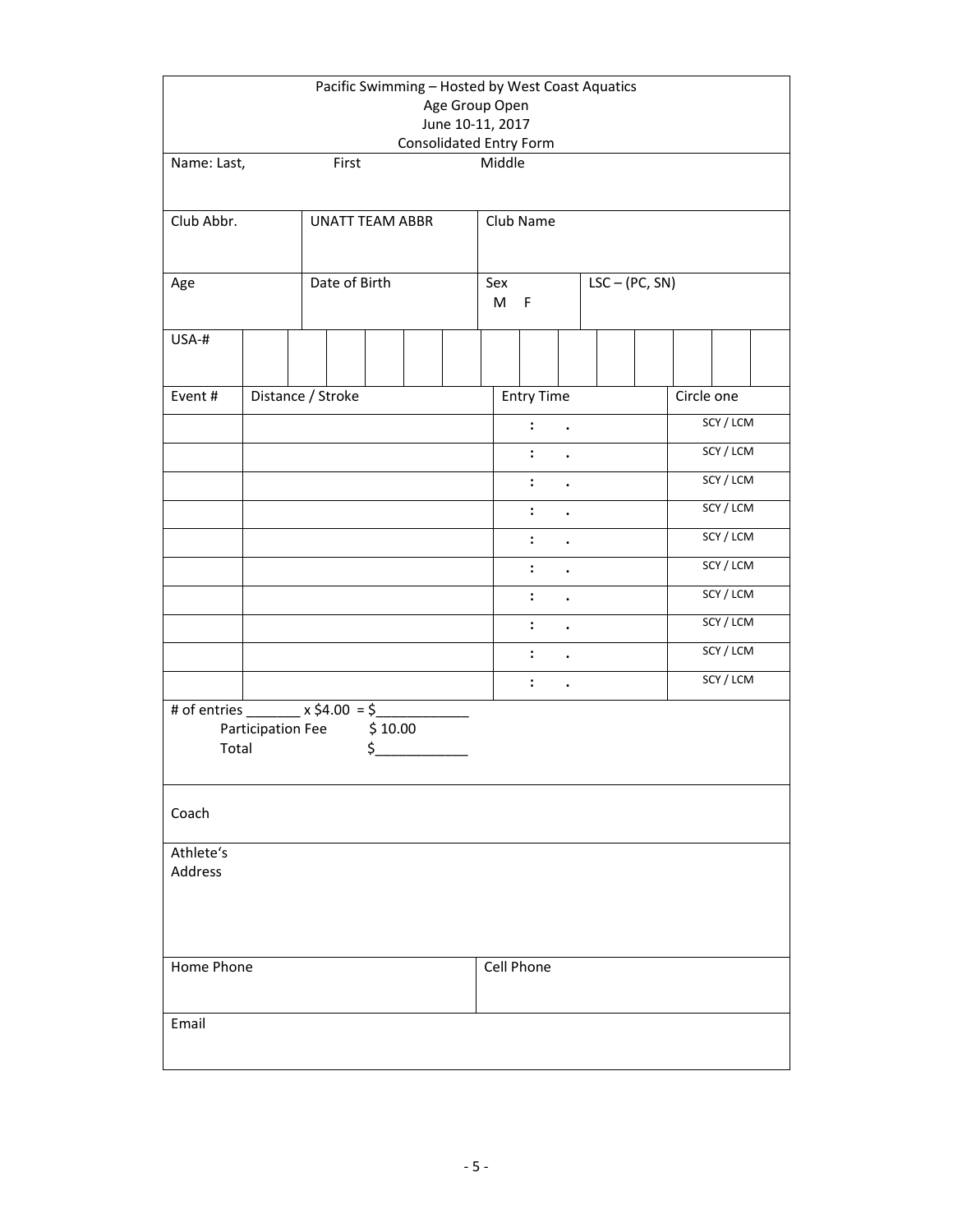Pacific Swimming – Hosted by West Coast Aquatics
Age Group Open
June 10-11, 2017
Consolidated Entry Form

| | | | |
|---|---|---|---|
| Name: Last, First | | Middle | |
| Club Abbr. | UNATT TEAM ABBR | Club Name | |
| Age | Date of Birth | Sex M F | LSC – (PC, SN) |

| USA-# | | | | | | | | | | | | | | |
|---|---|---|---|---|---|---|---|---|---|---|---|---|---|---|
| | | | | | | | | | | | | | | |

| Event # | Distance / Stroke | Entry Time | Circle one |
|---|---|---|---|
| | | : . | SCY / LCM |
| | | : . | SCY / LCM |
| | | : . | SCY / LCM |
| | | : . | SCY / LCM |
| | | : . | SCY / LCM |
| | | : . | SCY / LCM |
| | | : . | SCY / LCM |
| | | : . | SCY / LCM |
| | | : . | SCY / LCM |
| | | : . | SCY / LCM |

# of entries _______ x $4.00 = $____________
Participation Fee $ 10.00
Total $____________

Coach

Athlete's Address

| | |
|---|---|
| Home Phone | Cell Phone |

Email